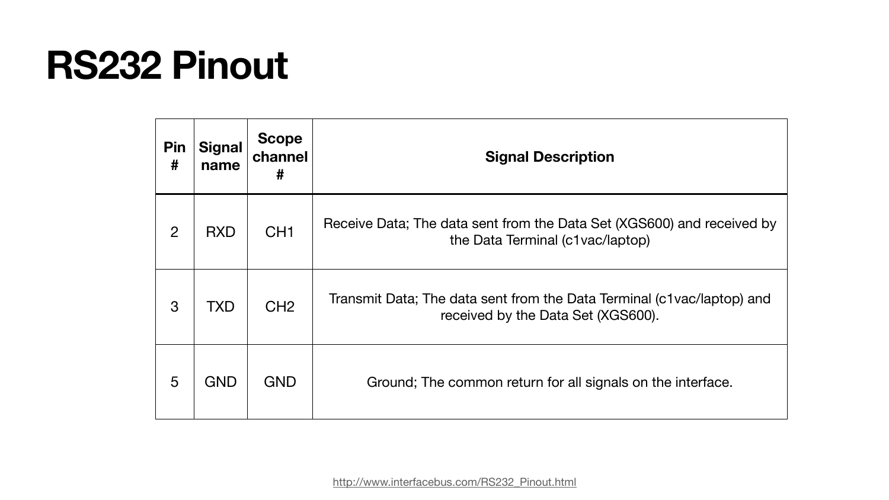# RS232 Pinout

| Pin # | Signal name | Scope channel # | Signal Description |
| --- | --- | --- | --- |
| 2 | RXD | CH1 | Receive Data; The data sent from the Data Set (XGS600) and received by the Data Terminal (c1vac/laptop) |
| 3 | TXD | CH2 | Transmit Data; The data sent from the Data Terminal (c1vac/laptop) and received by the Data Set (XGS600). |
| 5 | GND | GND | Ground; The common return for all signals on the interface. |

http://www.interfacebus.com/RS232_Pinout.html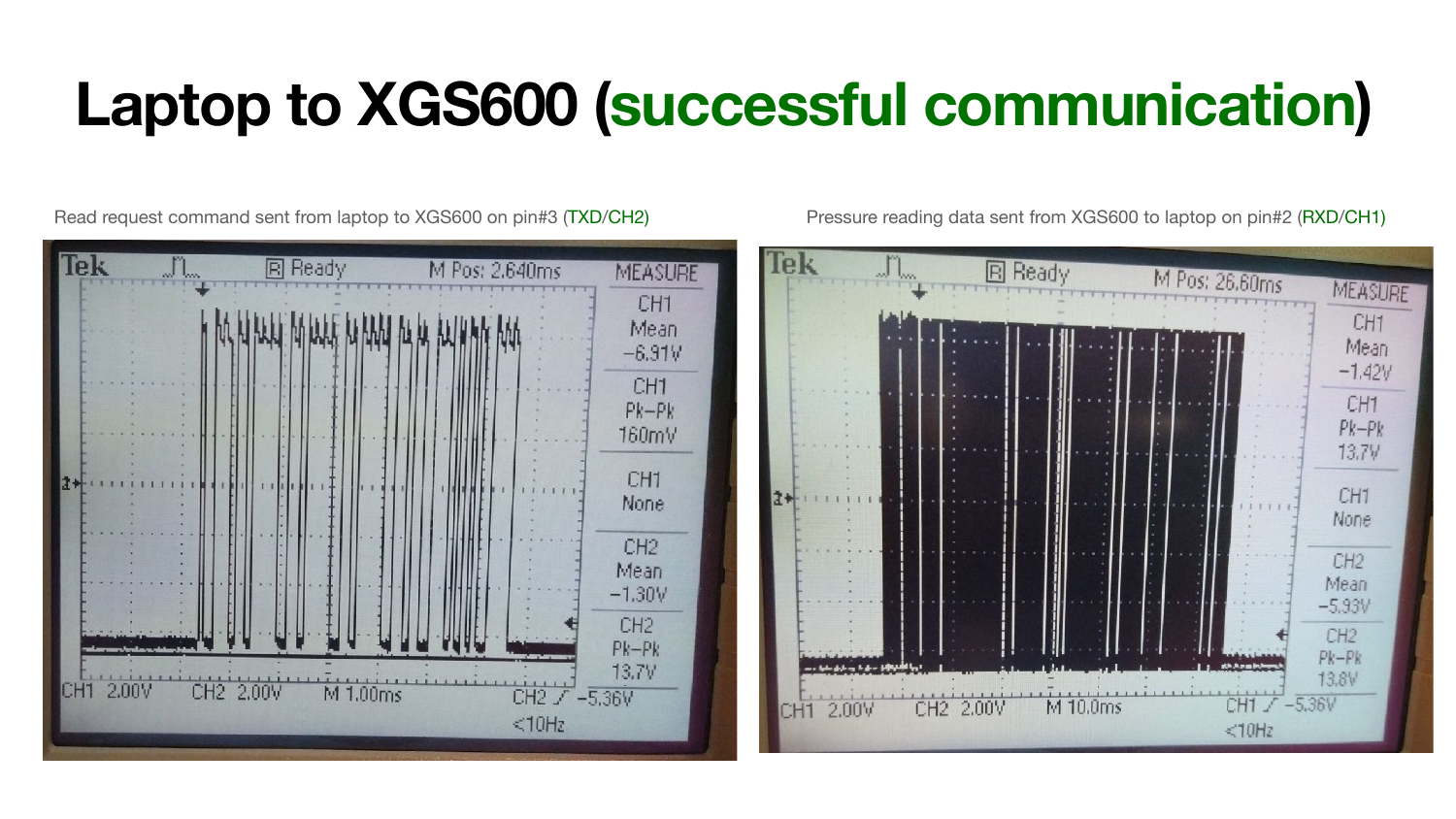# Laptop to XGS600 (successful communication)

Read request command sent from laptop to XGS600 on pin#3 (TXD/CH2)

Pressure reading data sent from XGS600 to laptop on pin#2 (RXD/CH1)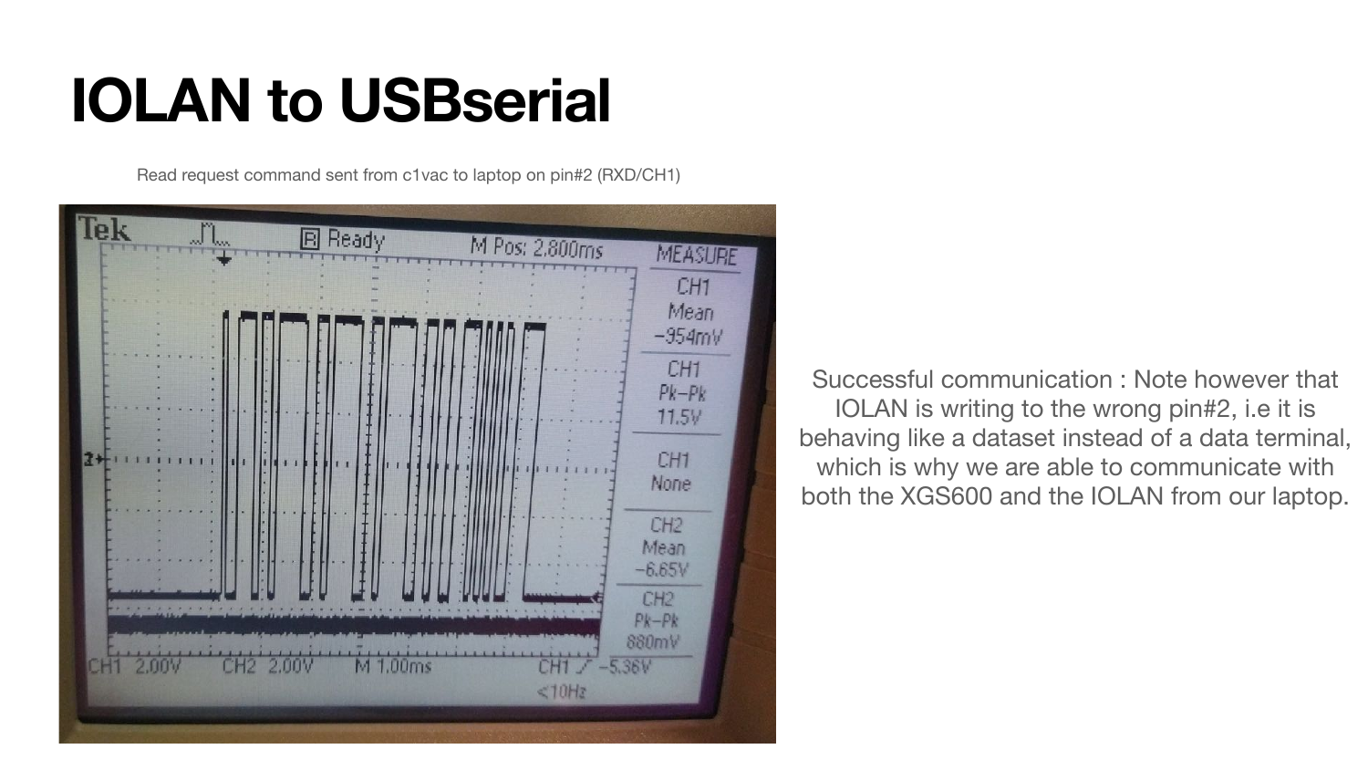# IOLAN to USBserial

Read request command sent from c1vac to laptop on pin#2 (RXD/CH1)

Successful communication : Note however that IOLAN is writing to the wrong pin#2, i.e it is behaving like a dataset instead of a data terminal, which is why we are able to communicate with both the XGS600 and the IOLAN from our laptop.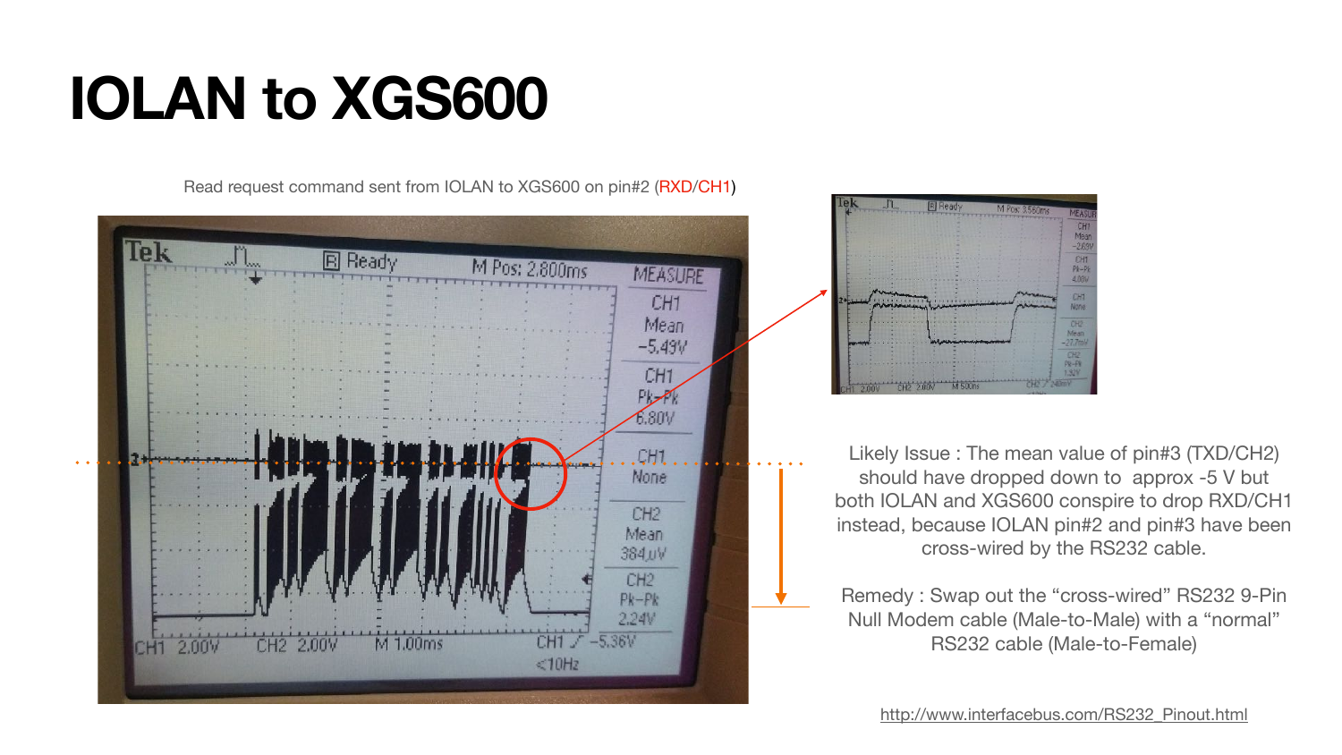# IOLAN to XGS600

Read request command sent from IOLAN to XGS600 on pin#2 (RXD/CH1)

Tek Ready M Pos: 2.800ms

MEASURE

CH1 Mean -5.43V

CH1 Pk-Pk 6.80V

CH1 None

CH2 Mean 384uV

CH2 Pk-Pk 2.24V

CH1 2.00V CH2 2.00V M 1.00ms CH1 ∫ -5.36V <10Hz

Likely Issue : The mean value of pin#3 (TXD/CH2) should have dropped down to approx -5 V but both IOLAN and XGS600 conspire to drop RXD/CH1 instead, because IOLAN pin#2 and pin#3 have been cross-wired by the RS232 cable.

Remedy : Swap out the “cross-wired” RS232 9-Pin Null Modem cable (Male-to-Male) with a “normal” RS232 cable (Male-to-Female)

http://www.interfacebus.com/RS232_Pinout.html